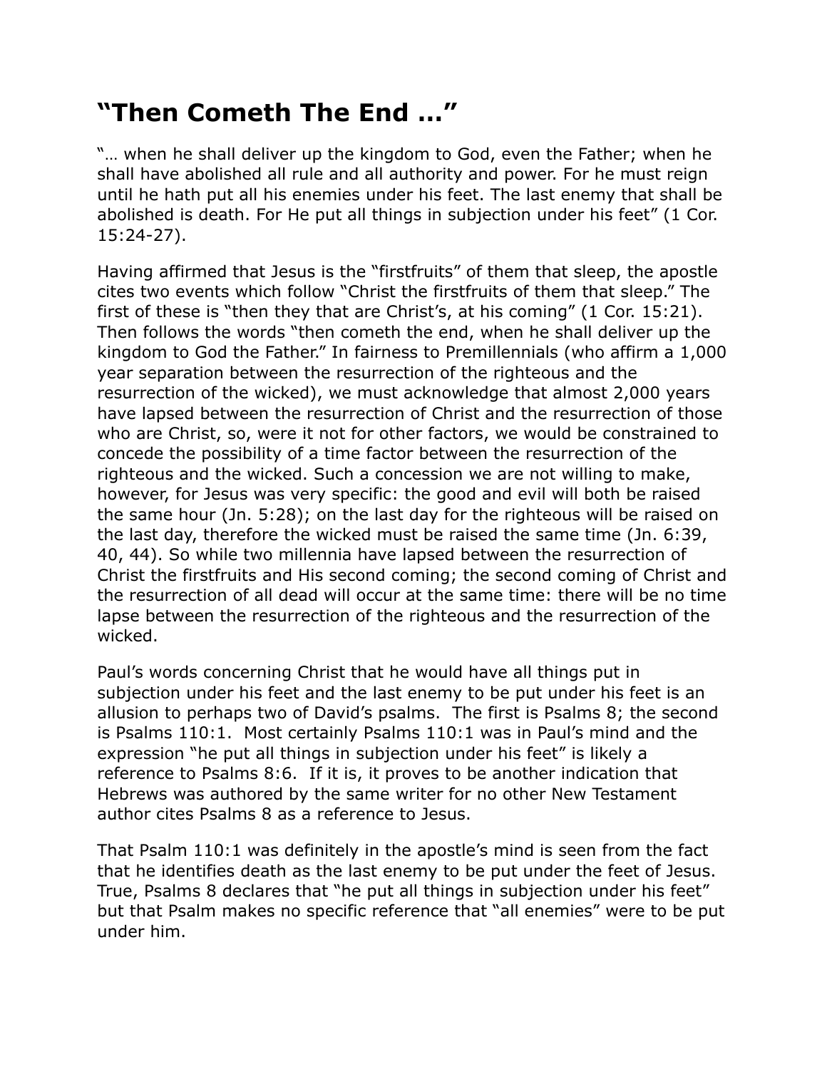## “Then Cometh The End …”

“… when he shall deliver up the kingdom to God, even the Father; when he shall have abolished all rule and all authority and power. For he must reign until he hath put all his enemies under his feet. The last enemy that shall be abolished is death. For He put all things in subjection under his feet” (1 Cor. 15:24-27).

Having affirmed that Jesus is the “firstfruits” of them that sleep, the apostle cites two events which follow “Christ the firstfruits of them that sleep.” The first of these is “then they that are Christ’s, at his coming” (1 Cor. 15:21). Then follows the words “then cometh the end, when he shall deliver up the kingdom to God the Father.” In fairness to Premillennials (who affirm a 1,000 year separation between the resurrection of the righteous and the resurrection of the wicked), we must acknowledge that almost 2,000 years have lapsed between the resurrection of Christ and the resurrection of those who are Christ, so, were it not for other factors, we would be constrained to concede the possibility of a time factor between the resurrection of the righteous and the wicked. Such a concession we are not willing to make, however, for Jesus was very specific: the good and evil will both be raised the same hour (Jn. 5:28); on the last day for the righteous will be raised on the last day, therefore the wicked must be raised the same time (Jn. 6:39, 40, 44). So while two millennia have lapsed between the resurrection of Christ the firstfruits and His second coming; the second coming of Christ and the resurrection of all dead will occur at the same time: there will be no time lapse between the resurrection of the righteous and the resurrection of the wicked.

Paul’s words concerning Christ that he would have all things put in subjection under his feet and the last enemy to be put under his feet is an allusion to perhaps two of David’s psalms. The first is Psalms 8; the second is Psalms 110:1. Most certainly Psalms 110:1 was in Paul’s mind and the expression “he put all things in subjection under his feet” is likely a reference to Psalms 8:6. If it is, it proves to be another indication that Hebrews was authored by the same writer for no other New Testament author cites Psalms 8 as a reference to Jesus.

That Psalm 110:1 was definitely in the apostle’s mind is seen from the fact that he identifies death as the last enemy to be put under the feet of Jesus. True, Psalms 8 declares that “he put all things in subjection under his feet” but that Psalm makes no specific reference that “all enemies” were to be put under him.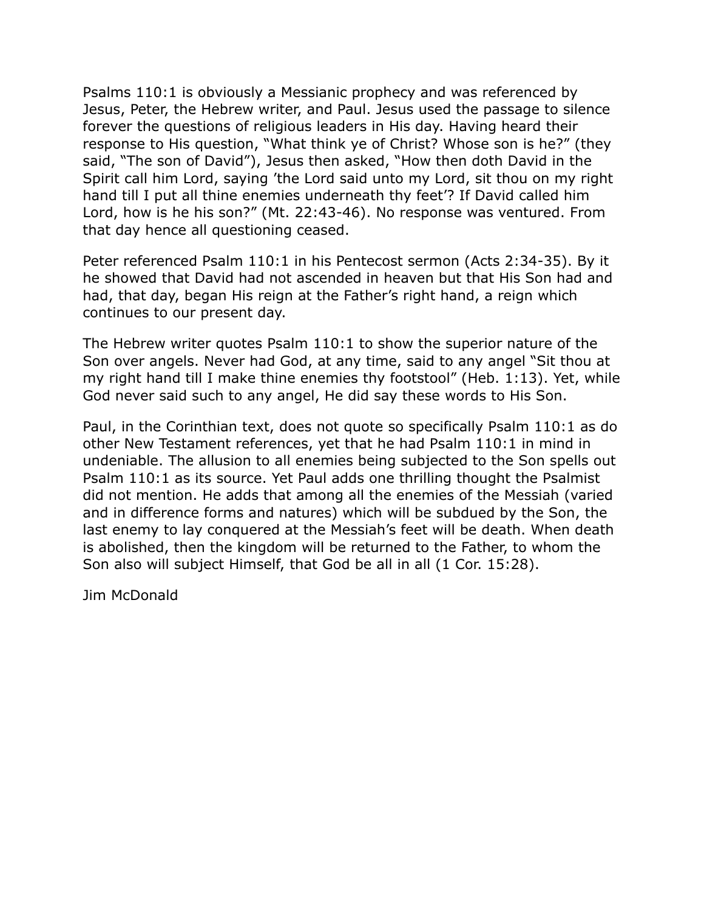Psalms 110:1 is obviously a Messianic prophecy and was referenced by Jesus, Peter, the Hebrew writer, and Paul. Jesus used the passage to silence forever the questions of religious leaders in His day. Having heard their response to His question, "What think ye of Christ? Whose son is he?" (they said, "The son of David"), Jesus then asked, "How then doth David in the Spirit call him Lord, saying 'the Lord said unto my Lord, sit thou on my right hand till I put all thine enemies underneath thy feet'? If David called him Lord, how is he his son?" (Mt. 22:43-46). No response was ventured. From that day hence all questioning ceased.

Peter referenced Psalm 110:1 in his Pentecost sermon (Acts 2:34-35). By it he showed that David had not ascended in heaven but that His Son had and had, that day, began His reign at the Father's right hand, a reign which continues to our present day.

The Hebrew writer quotes Psalm 110:1 to show the superior nature of the Son over angels. Never had God, at any time, said to any angel "Sit thou at my right hand till I make thine enemies thy footstool" (Heb. 1:13). Yet, while God never said such to any angel, He did say these words to His Son.

Paul, in the Corinthian text, does not quote so specifically Psalm 110:1 as do other New Testament references, yet that he had Psalm 110:1 in mind in undeniable. The allusion to all enemies being subjected to the Son spells out Psalm 110:1 as its source. Yet Paul adds one thrilling thought the Psalmist did not mention. He adds that among all the enemies of the Messiah (varied and in difference forms and natures) which will be subdued by the Son, the last enemy to lay conquered at the Messiah's feet will be death. When death is abolished, then the kingdom will be returned to the Father, to whom the Son also will subject Himself, that God be all in all (1 Cor. 15:28).

Jim McDonald